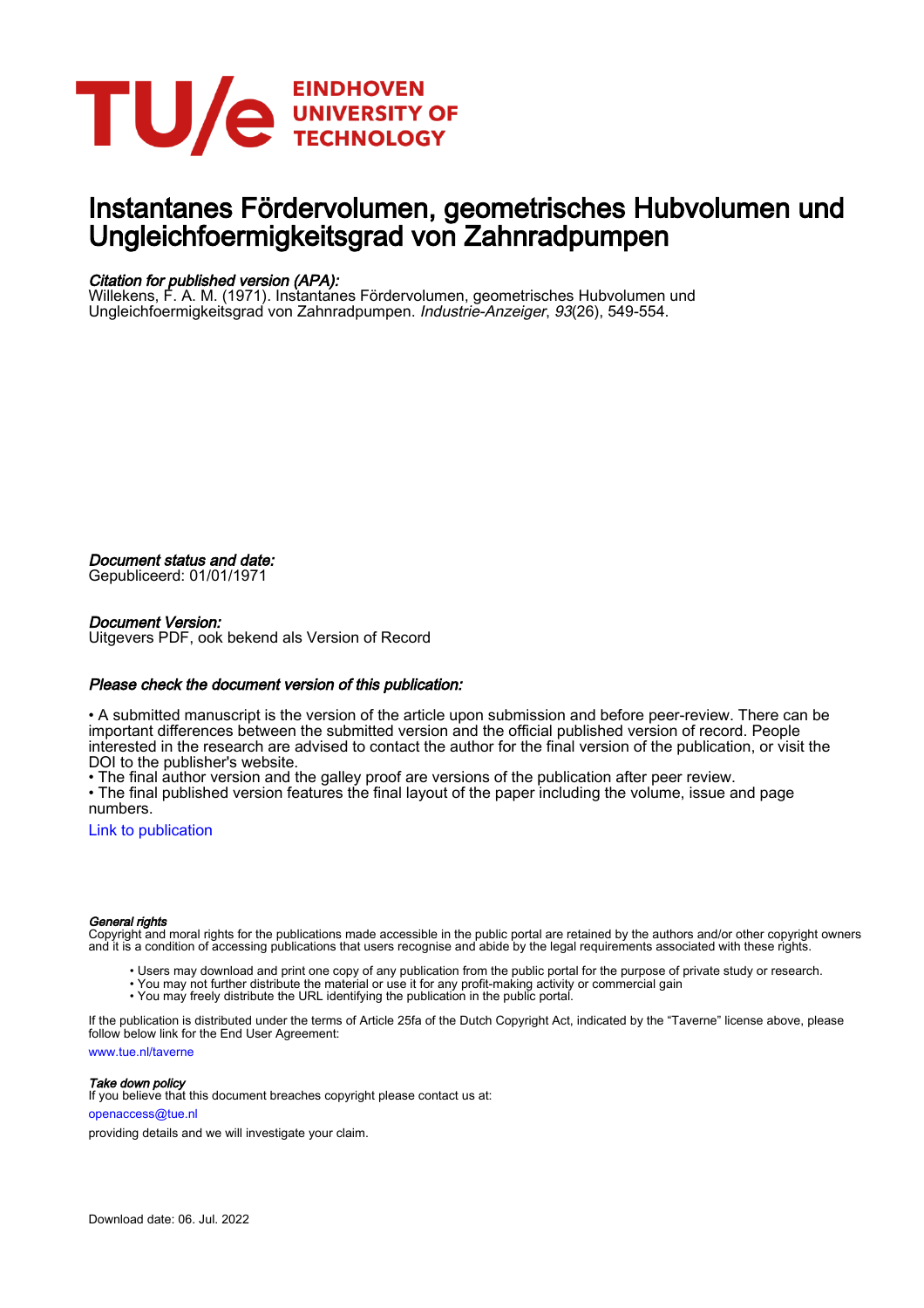# Instantanes Fördervolumen, geometrisches Hubvolumen und Ungleichfoermigkeitsgrad von Zahnradpumpen

*Citation for published version (APA):*
Willekens, F. A. M. (1971). Instantanes Fördervolumen, geometrisches Hubvolumen und Ungleichfoermigkeitsgrad von Zahnradpumpen. *Industrie-Anzeiger*, *93*(26), 549-554.

*Document status and date:*
Gepubliceerd: 01/01/1971

*Document Version:*
Uitgevers PDF, ook bekend als Version of Record

*Please check the document version of this publication:*

• A submitted manuscript is the version of the article upon submission and before peer-review. There can be important differences between the submitted version and the official published version of record. People interested in the research are advised to contact the author for the final version of the publication, or visit the DOI to the publisher's website.
• The final author version and the galley proof are versions of the publication after peer review.
• The final published version features the final layout of the paper including the volume, issue and page numbers.

Link to publication

*General rights*
Copyright and moral rights for the publications made accessible in the public portal are retained by the authors and/or other copyright owners and it is a condition of accessing publications that users recognise and abide by the legal requirements associated with these rights.

• Users may download and print one copy of any publication from the public portal for the purpose of private study or research.
• You may not further distribute the material or use it for any profit-making activity or commercial gain
• You may freely distribute the URL identifying the publication in the public portal.

If the publication is distributed under the terms of Article 25fa of the Dutch Copyright Act, indicated by the "Taverne" license above, please follow below link for the End User Agreement:

www.tue.nl/taverne

*Take down policy*
If you believe that this document breaches copyright please contact us at:

openaccess@tue.nl

providing details and we will investigate your claim.

Download date: 06. Jul. 2022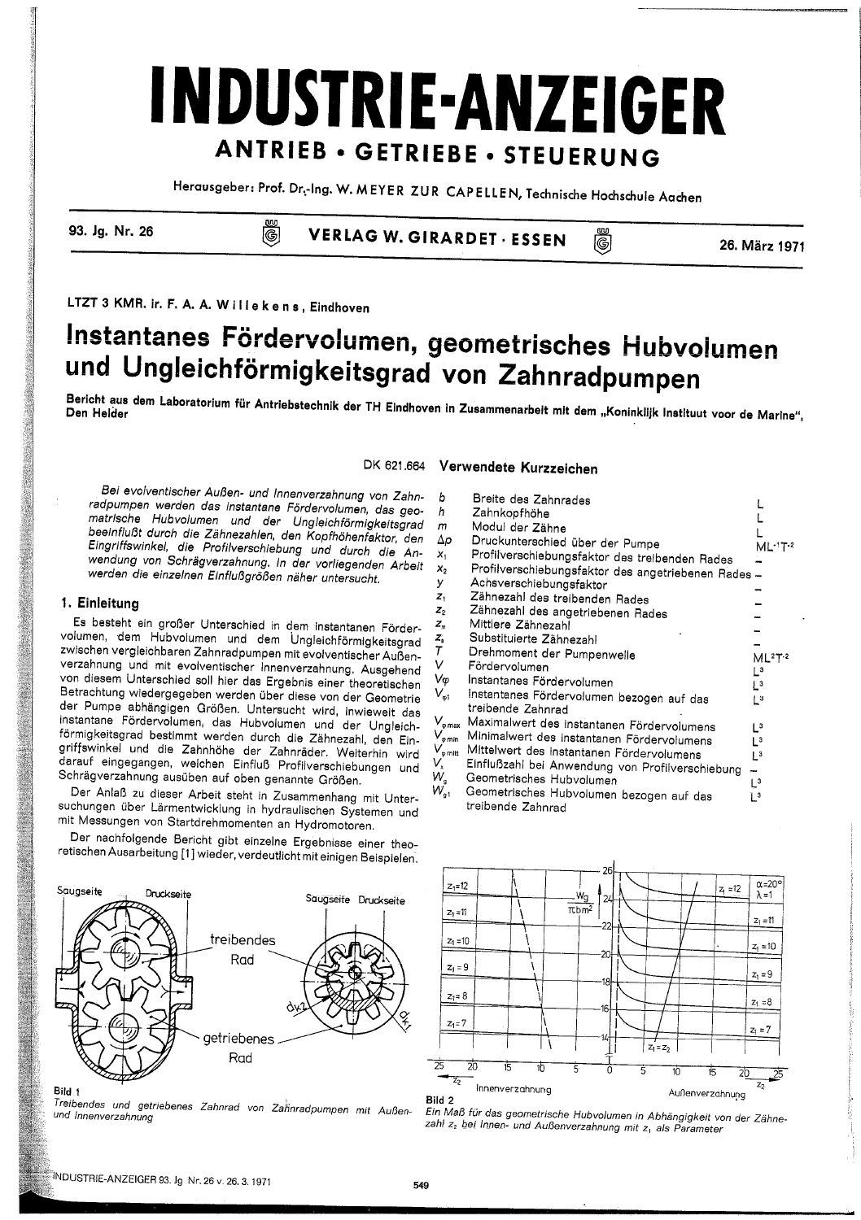# INDUSTRIE-ANZEIGER

## ANTRIEB • GETRIEBE • STEUERUNG

Herausgeber: Prof. Dr.-Ing. W. MEYER ZUR CAPELLEN, Technische Hochschule Aachen

93. Jg. Nr. 26 — VERLAG W. GIRARDET · ESSEN — 26. März 1971

LTZT 3 KMR. ir. F. A. A. Willekens, Eindhoven

# Instantanes Fördervolumen, geometrisches Hubvolumen und Ungleichförmigkeitsgrad von Zahnradpumpen

**Bericht aus dem Laboratorium für Antriebstechnik der TH Eindhoven in Zusammenarbeit mit dem „Koninklijk Instituut voor de Marine", Den Helder**

DK 621.664

*Bei evolventischer Außen- und Innenverzahnung von Zahnradpumpen werden das instantane Fördervolumen, das geometrische Hubvolumen und der Ungleichförmigkeitsgrad beeinflußt durch die Zähnezahlen, den Kopfhöhenfaktor, den Eingriffswinkel, die Profilverschiebung und durch die Anwendung von Schrägverzahnung. In der vorliegenden Arbeit werden die einzelnen Einflußgrößen näher untersucht.*

## 1. Einleitung

Es besteht ein großer Unterschied in dem instantanen Fördervolumen, dem Hubvolumen und dem Ungleichförmigkeitsgrad zwischen vergleichbaren Zahnradpumpen mit evolventischer Außenverzahnung und mit evolventischer Innenverzahnung. Ausgehend von diesem Unterschied soll hier das Ergebnis einer theoretischen Betrachtung wiedergegeben werden über diese von der Geometrie der Pumpe abhängigen Größen. Untersucht wird, inwieweit das instantane Fördervolumen, das Hubvolumen und der Ungleichförmigkeitsgrad bestimmt werden durch die Zähnezahl, den Eingriffswinkel und die Zahnhöhe der Zahnräder. Weiterhin wird darauf eingegangen, welchen Einfluß Profilverschiebungen und Schrägverzahnung ausüben auf oben genannte Größen.

Der Anlaß zu dieser Arbeit steht in Zusammenhang mit Untersuchungen über Lärmentwicklung in hydraulischen Systemen und mit Messungen von Startdrehmomenten an Hydromotoren.

Der nachfolgende Bericht gibt einzelne Ergebnisse einer theoretischen Ausarbeitung [1] wieder, verdeutlicht mit einigen Beispielen.

## Verwendete Kurzzeichen

| Zeichen | Bedeutung | Dimension |
|---|---|---|
| $b$ | Breite des Zahnrades | L |
| $h$ | Zahnkopfhöhe | L |
| $m$ | Modul der Zähne | L |
| $\Delta p$ | Druckunterschied über der Pumpe | $ML^{-1}T^{-2}$ |
| $x_1$ | Profilverschiebungsfaktor des treibenden Rades | – |
| $x_2$ | Profilverschiebungsfaktor des angetriebenen Rades | – |
| $y$ | Achsverschiebungsfaktor | – |
| $z_1$ | Zähnezahl des treibenden Rades | – |
| $z_2$ | Zähnezahl des angetriebenen Rades | – |
| $z_m$ | Mittlere Zähnezahl | – |
| $z_s$ | Substituierte Zähnezahl | – |
| $T$ | Drehmoment der Pumpenwelle | $ML^2T^{-2}$ |
| $V$ | Fördervolumen | $L^3$ |
| $V_\varphi$ | Instantanes Fördervolumen | $L^3$ |
| $V_{\varphi 1}$ | Instantanes Fördervolumen bezogen auf das treibende Zahnrad | $L^3$ |
| $V_{\varphi max}$ | Maximalwert des instantanen Fördervolumens | $L^3$ |
| $V_{\varphi min}$ | Minimalwert des instantanen Fördervolumens | $L^3$ |
| $V_{\varphi mitt}$ | Mittelwert des instantanen Fördervolumens | $L^3$ |
| $V_x$ | Einflußzahl bei Anwendung von Profilverschiebung | – |
| $W_g$ | Geometrisches Hubvolumen | $L^3$ |
| $W_{g1}$ | Geometrisches Hubvolumen bezogen auf das treibende Zahnrad | $L^3$ |

**Bild 1**
*Treibendes und getriebenes Zahnrad von Zahnradpumpen mit Außen- und Innenverzahnung*

**Bild 2**
*Ein Maß für das geometrische Hubvolumen in Abhängigkeit von der Zähnezahl $z_2$ bei Innen- und Außenverzahnung mit $z_1$ als Parameter*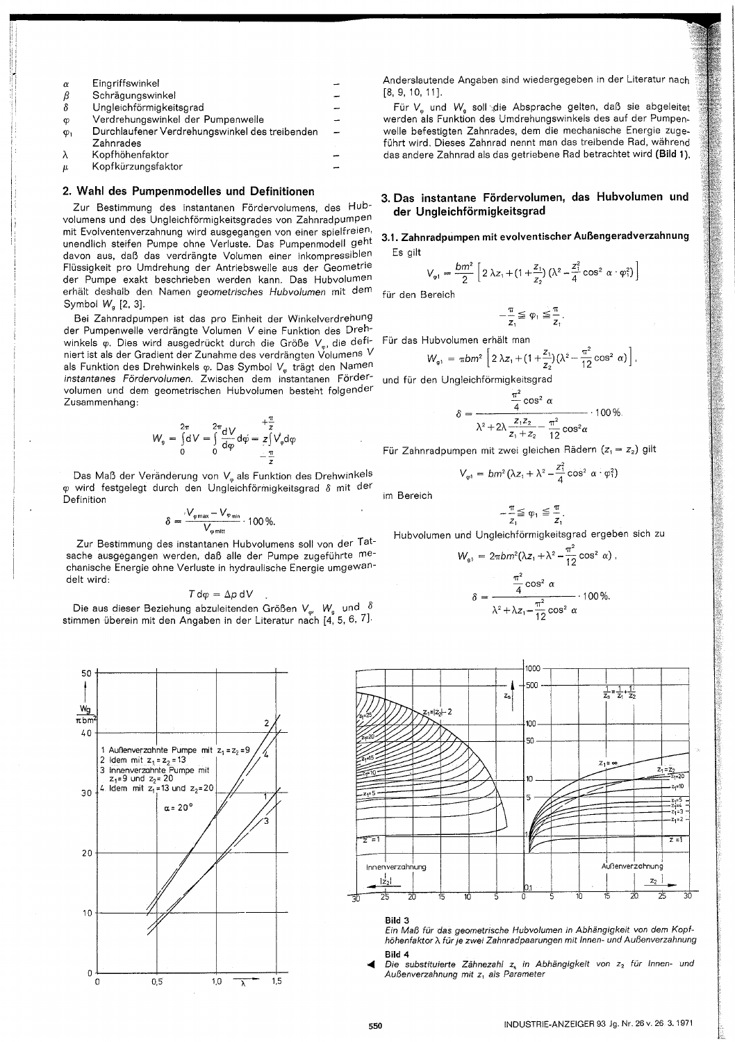| | | |
|---|---|---|
| $\alpha$ | Eingriffswinkel | – |
| $\beta$ | Schrägungswinkel | – |
| $\delta$ | Ungleichförmigkeitsgrad | – |
| $\varphi$ | Verdrehungswinkel der Pumpenwelle | – |
| $\varphi_1$ | Durchlaufener Verdrehungswinkel des treibenden Zahnrades | – |
| $\lambda$ | Kopfhöhenfaktor | – |
| $\mu$ | Kopfkürzungsfaktor | – |

## 2. Wahl des Pumpenmodelles und Definitionen

Zur Bestimmung des instantanen Fördervolumens, des Hubvolumens und des Ungleichförmigkeitsgrades von Zahnradpumpen mit Evolventenverzahnung wird ausgegangen von einer spielfreien, unendlich steifen Pumpe ohne Verluste. Das Pumpenmodell geht davon aus, daß das verdrängte Volumen einer inkompressiblen Flüssigkeit pro Umdrehung der Antriebswelle aus der Geometrie der Pumpe exakt beschrieben werden kann. Das Hubvolumen erhält deshalb den Namen *geometrisches Hubvolumen* mit dem Symbol $W_g$ [2, 3].

Bei Zahnradpumpen ist das pro Einheit der Winkelverdrehung der Pumpenwelle verdrängte Volumen $V$ eine Funktion des Drehwinkels $\varphi$. Dies wird ausgedrückt durch die Größe $V_\varphi$, die definiert ist als der Gradient der Zunahme des verdrängten Volumens $V$ als Funktion des Drehwinkels $\varphi$. Das Symbol $V_\varphi$ trägt den Namen *instantanes Fördervolumen*. Zwischen dem instantanen Fördervolumen und dem geometrischen Hubvolumen besteht folgender Zusammenhang:

$$W_g = \int_0^{2\pi} dV = \int_0^{2\pi} \frac{dV}{d\varphi} d\varphi = z \int_{-\frac{\pi}{z}}^{+\frac{\pi}{z}} V_\varphi d\varphi$$

Das Maß der Veränderung von $V_\varphi$ als Funktion des Drehwinkels $\varphi$ wird festgelegt durch den Ungleichförmigkeitsgrad $\delta$ mit der Definition

$$\delta = \frac{V_{\varphi\,max} - V_{\varphi\,min}}{V_{\varphi\,mitt}} \cdot 100\,\%.$$

Zur Bestimmung des instantanen Hubvolumens soll von der Tatsache ausgegangen werden, daß alle der Pumpe zugeführte mechanische Energie ohne Verluste in hydraulische Energie umgewandelt wird:

$$T\,d\varphi = \Delta p\,dV\ .$$

Die aus dieser Beziehung abzuleitenden Größen $V_\varphi$, $W_g$ und $\delta$ stimmen überein mit den Angaben in der Literatur nach [4, 5, 6, 7]. Anderslautende Angaben sind wiedergegeben in der Literatur nach [8, 9, 10, 11].

Für $V_\varphi$ und $W_g$ soll die Absprache gelten, daß sie abgeleitet werden als Funktion des Umdrehungswinkels des auf der Pumpenwelle befestigten Zahnrades, dem die mechanische Energie zugeführt wird. Dieses Zahnrad nennt man das treibende Rad, während das andere Zahnrad als das getriebene Rad betrachtet wird (**Bild 1**).

## 3. Das instantane Fördervolumen, das Hubvolumen und der Ungleichförmigkeitsgrad

### 3.1. Zahnradpumpen mit evolventischer Außengeradverzahnung

Es gilt

$$V_{\varphi 1} = \frac{bm^2}{2}\left[2\,\lambda z_1 + \left(1 + \frac{z_1}{z_2}\right)\left(\lambda^2 - \frac{z_1^2}{4}\cos^2\alpha \cdot \varphi_1^2\right)\right]$$

für den Bereich

$$-\frac{\pi}{z_1} \leq \varphi_1 \leq \frac{\pi}{z_1}.$$

Für das Hubvolumen erhält man

$$W_{g1} = \pi b m^2\left[2\,\lambda z_1 + \left(1 + \frac{z_1}{z_2}\right)\left(\lambda^2 - \frac{\pi^2}{12}\cos^2\alpha\right)\right],$$

und für den Ungleichförmigkeitsgrad

$$\delta = \frac{\frac{\pi^2}{4}\cos^2\alpha}{\lambda^2 + 2\lambda\frac{z_1 z_2}{z_1 + z_2} - \frac{\pi^2}{12}\cos^2\alpha} \cdot 100\,\%.$$

Für Zahnradpumpen mit zwei gleichen Rädern ($z_1 = z_2$) gilt

$$V_{\varphi 1} = bm^2\left(\lambda z_1 + \lambda^2 - \frac{z_1^2}{4}\cos^2\alpha \cdot \varphi_1^2\right)$$

im Bereich

$$-\frac{\pi}{z_1} \leq \varphi_1 \leq \frac{\pi}{z_1}.$$

Hubvolumen und Ungleichförmigkeitsgrad ergeben sich zu

$$W_{g1} = 2\pi b m^2\left(\lambda z_1 + \lambda^2 - \frac{\pi^2}{12}\cos^2\alpha\right),$$

$$\delta = \frac{\frac{\pi^2}{4}\cos^2\alpha}{\lambda^2 + \lambda z_1 - \frac{\pi^2}{12}\cos^2\alpha} \cdot 100\,\%.$$

**Bild 3**

*Ein Maß für das geometrische Hubvolumen in Abhängigkeit von dem Kopfhöhenfaktor $\lambda$ für je zwei Zahnradpaarungen mit Innen- und Außenverzahnung*

**Bild 4**

*Die substituierte Zähnezahl $z_s$ in Abhängigkeit von $z_2$ für Innen- und Außenverzahnung mit $z_1$ als Parameter*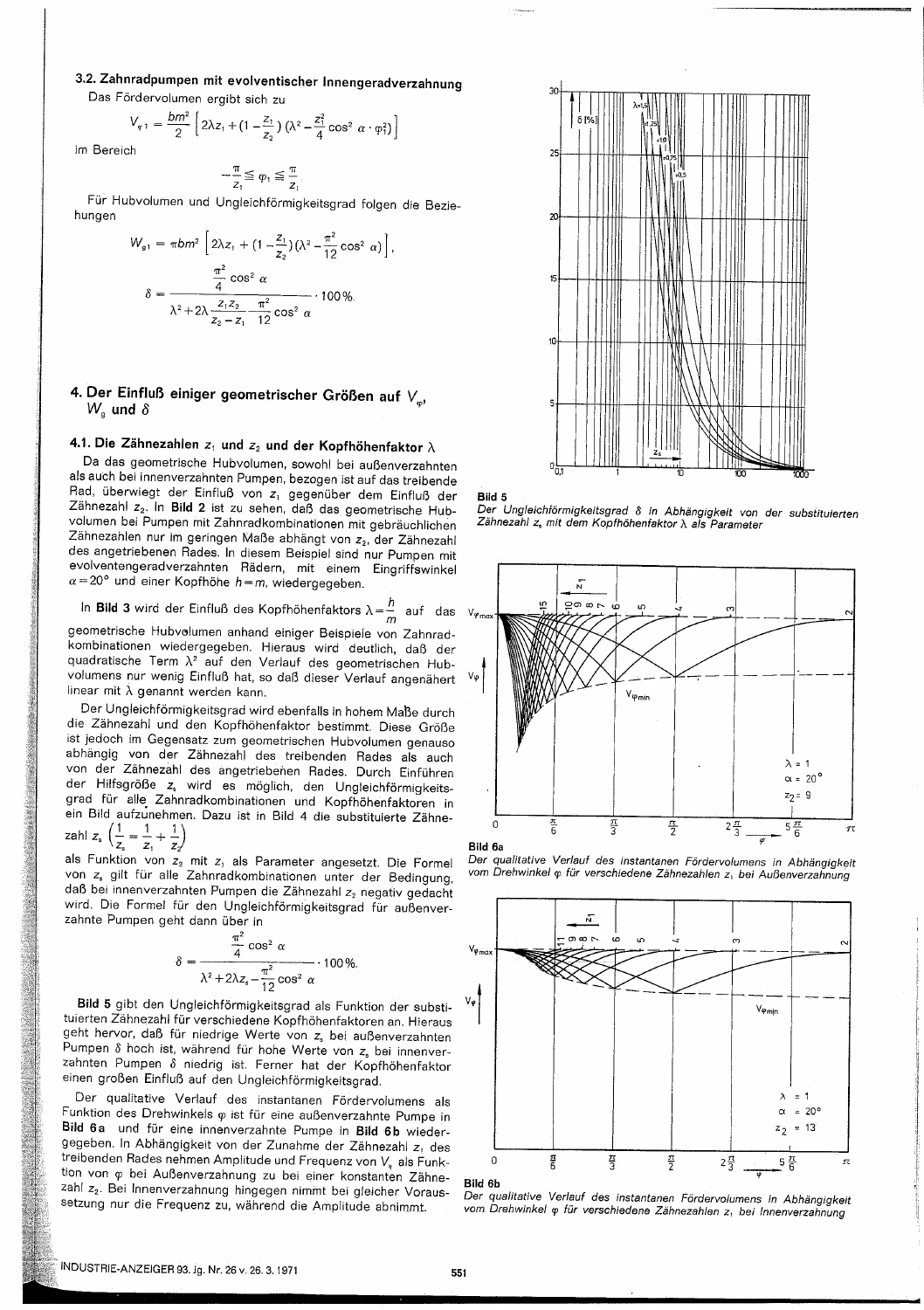### 3.2. Zahnradpumpen mit evolventischer Innengeradverzahnung

Das Fördervolumen ergibt sich zu

$$V_{\varphi 1} = \frac{bm^2}{2}\left[2\lambda z_1 + \left(1 - \frac{z_1}{z_2}\right)\left(\lambda^2 - \frac{z_1^2}{4}\cos^2\alpha \cdot \varphi_1^2\right)\right]$$

im Bereich

$$-\frac{\pi}{z_1} \leq \varphi_1 \leq \frac{\pi}{z_1}$$

Für Hubvolumen und Ungleichförmigkeitsgrad folgen die Beziehungen

$$W_{g1} = \pi bm^2\left[2\lambda z_1 + \left(1 - \frac{z_1}{z_2}\right)\left(\lambda^2 - \frac{\pi^2}{12}\cos^2\alpha\right)\right],$$

$$\delta = \frac{\frac{\pi^2}{4}\cos^2\alpha}{\lambda^2 + 2\lambda\frac{z_1 z_2}{z_2 - z_1} - \frac{\pi^2}{12}\cos^2\alpha} \cdot 100\,\%.$$

## 4. Der Einfluß einiger geometrischer Größen auf $V_\varphi$, $W_g$ und $\delta$

### 4.1. Die Zähnezahlen $z_1$ und $z_2$ und der Kopfhöhenfaktor $\lambda$

Da das geometrische Hubvolumen, sowohl bei außenverzahnten als auch bei innenverzahnten Pumpen, bezogen ist auf das treibende Rad, überwiegt der Einfluß von $z_1$ gegenüber dem Einfluß der Zähnezahl $z_2$. In **Bild 2** ist zu sehen, daß das geometrische Hubvolumen bei Pumpen mit Zahnradkombinationen mit gebräuchlichen Zähnezahlen nur im geringen Maße abhängt von $z_2$, der Zähnezahl des angetriebenen Rades. In diesem Beispiel sind nur Pumpen mit evolventengeradverzahnten Rädern, mit einem Eingriffswinkel $\alpha = 20°$ und einer Kopfhöhe $h = m$, wiedergegeben.

In **Bild 3** wird der Einfluß des Kopfhöhenfaktors $\lambda = \frac{h}{m}$ auf das geometrische Hubvolumen anhand einiger Beispiele von Zahnradkombinationen wiedergegeben. Hieraus wird deutlich, daß der quadratische Term $\lambda^2$ auf den Verlauf des geometrischen Hubvolumens nur wenig Einfluß hat, so daß dieser Verlauf angenähert linear mit $\lambda$ genannt werden kann.

Der Ungleichförmigkeitsgrad wird ebenfalls in hohem Maße durch die Zähnezahl und den Kopfhöhenfaktor bestimmt. Diese Größe ist jedoch im Gegensatz zum geometrischen Hubvolumen genauso abhängig von der Zähnezahl des treibenden Rades als auch von der Zähnezahl des angetriebenen Rades. Durch Einführen der Hilfsgröße $z_s$ wird es möglich, den Ungleichförmigkeitsgrad für alle Zahnradkombinationen und Kopfhöhenfaktoren in ein Bild aufzunehmen. Dazu ist in Bild 4 die substituierte Zähnezahl $z_s$ $\left(\frac{1}{z_s} = \frac{1}{z_1} + \frac{1}{z_2}\right)$ als Funktion von $z_2$ mit $z_1$ als Parameter angesetzt. Die Formel von $z_s$ gilt für alle Zahnradkombinationen unter der Bedingung, daß bei innenverzahnten Pumpen die Zähnezahl $z_2$ negativ gedacht wird. Die Formel für den Ungleichförmigkeitsgrad für außenverzahnte Pumpen geht dann über in

$$\delta = \frac{\frac{\pi^2}{4}\cos^2\alpha}{\lambda^2 + 2\lambda z_s - \frac{\pi^2}{12}\cos^2\alpha} \cdot 100\,\%.$$

**Bild 5** gibt den Ungleichförmigkeitsgrad als Funktion der substituierten Zähnezahl für verschiedene Kopfhöhenfaktoren an. Hieraus geht hervor, daß für niedrige Werte von $z_s$ bei außenverzahnten Pumpen $\delta$ hoch ist, während für hohe Werte von $z_s$ bei innenverzahnten Pumpen $\delta$ niedrig ist. Ferner hat der Kopfhöhenfaktor einen großen Einfluß auf den Ungleichförmigkeitsgrad.

Der qualitative Verlauf des instantanen Fördervolumens als Funktion des Drehwinkels $\varphi$ ist für eine außenverzahnte Pumpe in **Bild 6a** und für eine innenverzahnte Pumpe in **Bild 6b** wiedergegeben. In Abhängigkeit von der Zunahme der Zähnezahl $z_1$ des treibenden Rades nehmen Amplitude und Frequenz von $V_\varphi$ als Funktion von $\varphi$ bei Außenverzahnung zu bei einer konstanten Zähnezahl $z_2$. Bei Innenverzahnung hingegen nimmt bei gleicher Voraussetzung nur die Frequenz zu, während die Amplitude abnimmt.

**Bild 5**
*Der Ungleichförmigkeitsgrad $\delta$ in Abhängigkeit von der substituierten Zähnezahl $z_s$ mit dem Kopfhöhenfaktor $\lambda$ als Parameter*

**Bild 6a**
*Der qualitative Verlauf des instantanen Fördervolumens in Abhängigkeit vom Drehwinkel $\varphi$ für verschiedene Zähnezahlen $z_1$ bei Außenverzahnung*

**Bild 6b**
*Der qualitative Verlauf des instantanen Fördervolumens in Abhängigkeit vom Drehwinkel $\varphi$ für verschiedene Zähnezahlen $z_1$ bei Innenverzahnung*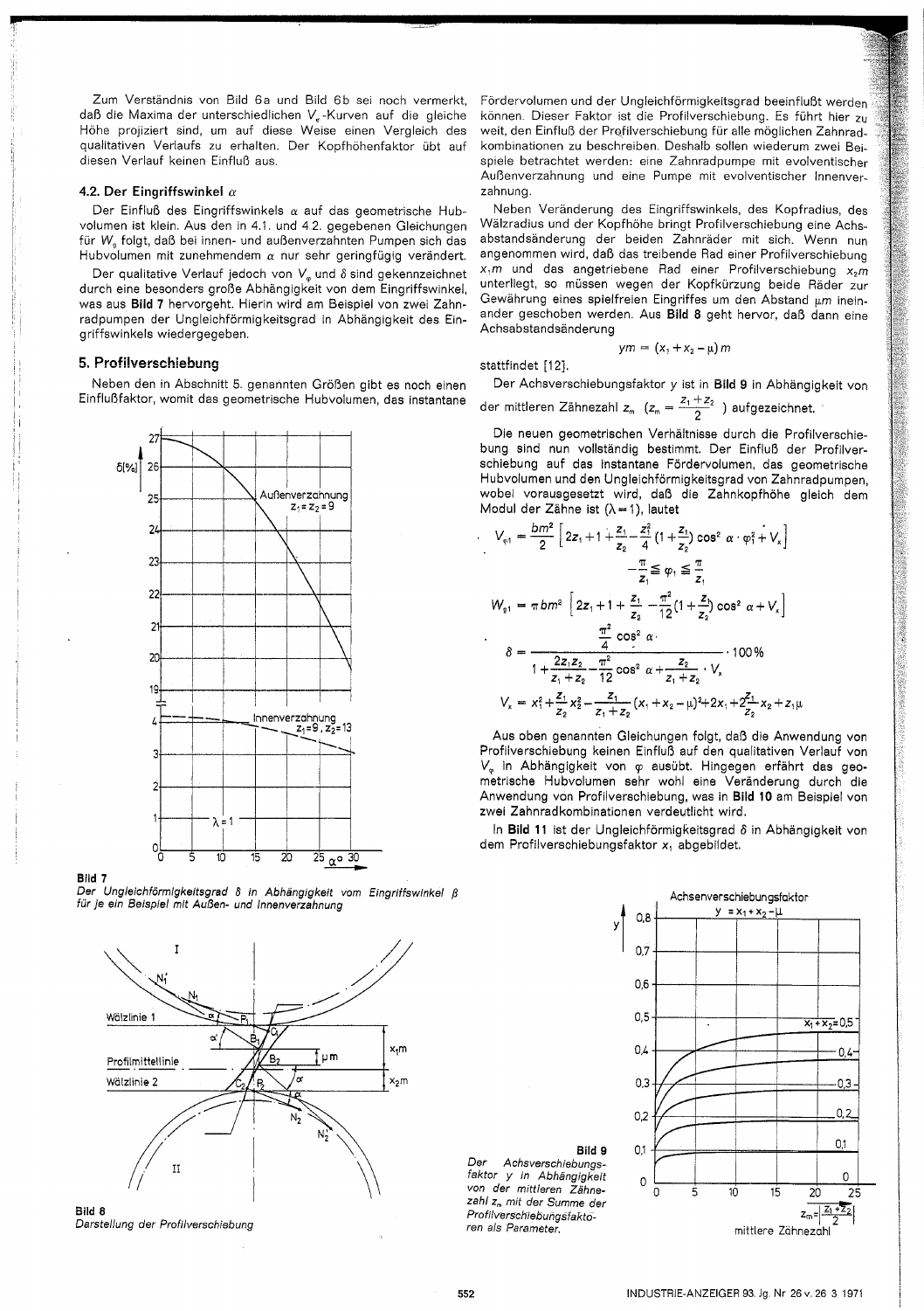Zum Verständnis von Bild 6a und Bild 6b sei noch vermerkt, daß die Maxima der unterschiedlichen $V_\varphi$-Kurven auf die gleiche Höhe projiziert sind, um auf diese Weise einen Vergleich des qualitativen Verlaufs zu erhalten. Der Kopfhöhenfaktor übt auf diesen Verlauf keinen Einfluß aus.

### 4.2. Der Eingriffswinkel $\alpha$

Der Einfluß des Eingriffswinkels $\alpha$ auf das geometrische Hubvolumen ist klein. Aus den in 4.1. und 4.2. gegebenen Gleichungen für $W_g$ folgt, daß bei innen- und außenverzahnten Pumpen sich das Hubvolumen mit zunehmendem $\alpha$ nur sehr geringfügig verändert.

Der qualitative Verlauf jedoch von $V_\varphi$ und $\delta$ sind gekennzeichnet durch eine besonders große Abhängigkeit von dem Eingriffswinkel, was aus **Bild 7** hervorgeht. Hierin wird am Beispiel von zwei Zahnradpumpen der Ungleichförmigkeitsgrad in Abhängigkeit des Eingriffswinkels wiedergegeben.

## 5. Profilverschiebung

Neben den in Abschnitt 5. genannten Größen gibt es noch einen Einflußfaktor, womit das geometrische Hubvolumen, das instantane Fördervolumen und der Ungleichförmigkeitsgrad beeinflußt werden können. Dieser Faktor ist die Profilverschiebung. Es führt hier zu weit, den Einfluß der Profilverschiebung für alle möglichen Zahnradkombinationen zu beschreiben. Deshalb sollen wiederum zwei Beispiele betrachtet werden: eine Zahnradpumpe mit evolventischer Außenverzahnung und eine Pumpe mit evolventischer Innenverzahnung.

Neben Veränderung des Eingriffswinkels, des Kopfradius, des Wälzradius und der Kopfhöhe bringt Profilverschiebung eine Achsabstandsänderung der beiden Zahnräder mit sich. Wenn nun angenommen wird, daß das treibende Rad einer Profilverschiebung $x_1 m$ und das angetriebene Rad einer Profilverschiebung $x_2 m$ unterliegt, so müssen wegen der Kopfkürzung beide Räder zur Gewährung eines spielfreien Eingriffes um den Abstand $\mu m$ ineinander geschoben werden. Aus **Bild 8** geht hervor, daß dann eine Achsabstandsänderung

$$ym = (x_1 + x_2 - \mu)\, m$$

stattfindet [12].

Der Achsverschiebungsfaktor $y$ ist in **Bild 9** in Abhängigkeit von der mittleren Zähnezahl $z_m$ $\left(z_m = \frac{z_1 + z_2}{2}\right)$ aufgezeichnet.

Die neuen geometrischen Verhältnisse durch die Profilverschiebung sind nun vollständig bestimmt. Der Einfluß der Profilverschiebung auf das instantane Fördervolumen, das geometrische Hubvolumen und den Ungleichförmigkeitsgrad von Zahnradpumpen, wobei vorausgesetzt wird, daß die Zahnkopfhöhe gleich dem Modul der Zähne ist ($\lambda = 1$), lautet

$$V_{\varphi 1} = \frac{bm^2}{2}\left[2z_1 + 1 + \frac{z_1}{z_2} - \frac{z_1^2}{4}\left(1 + \frac{z_1}{z_2}\right)\cos^2\alpha \cdot \varphi_1^2 + V_x\right]$$

$$-\frac{\pi}{z_1} \leq \varphi_1 \leq \frac{\pi}{z_1}$$

$$W_{g1} = \pi b m^2\left[2z_1 + 1 + \frac{z_1}{z_2} - \frac{\pi^2}{12}\left(1 + \frac{z_1}{z_2}\right)\cos^2\alpha + V_x\right]$$

$$\delta = \frac{\frac{\pi^2}{4}\cos^2\alpha}{1 + \frac{2z_1 z_2}{z_1 + z_2} - \frac{\pi^2}{12}\cos^2\alpha + \frac{z_2}{z_1 + z_2}\cdot V_x} \cdot 100\,\%$$

$$V_x = x_1^2 + \frac{z_1}{z_2}x_2^2 - \frac{z_1}{z_1 + z_2}(x_1 + x_2 - \mu)^2 + 2x_1 + 2\frac{z_1}{z_2}x_2 + z_1\mu$$

Aus oben genannten Gleichungen folgt, daß die Anwendung von Profilverschiebung keinen Einfluß auf den qualitativen Verlauf von $V_\varphi$ in Abhängigkeit von $\varphi$ ausübt. Hingegen erfährt das geometrische Hubvolumen sehr wohl eine Veränderung durch die Anwendung von Profilverschiebung, was in **Bild 10** am Beispiel von zwei Zahnradkombinationen verdeutlicht wird.

In **Bild 11** ist der Ungleichförmigkeitsgrad $\delta$ in Abhängigkeit von dem Profilverschiebungsfaktor $x_1$ abgebildet.

**Bild 7**
*Der Ungleichförmigkeitsgrad $\delta$ in Abhängigkeit vom Eingriffswinkel $\beta$ für je ein Beispiel mit Außen- und Innenverzahnung*

**Bild 8**
*Darstellung der Profilverschiebung*

**Bild 9**
*Der Achsverschiebungsfaktor $y$ in Abhängigkeit von der mittleren Zähnezahl $z_m$ mit der Summe der Profilverschiebungsfaktoren als Parameter.*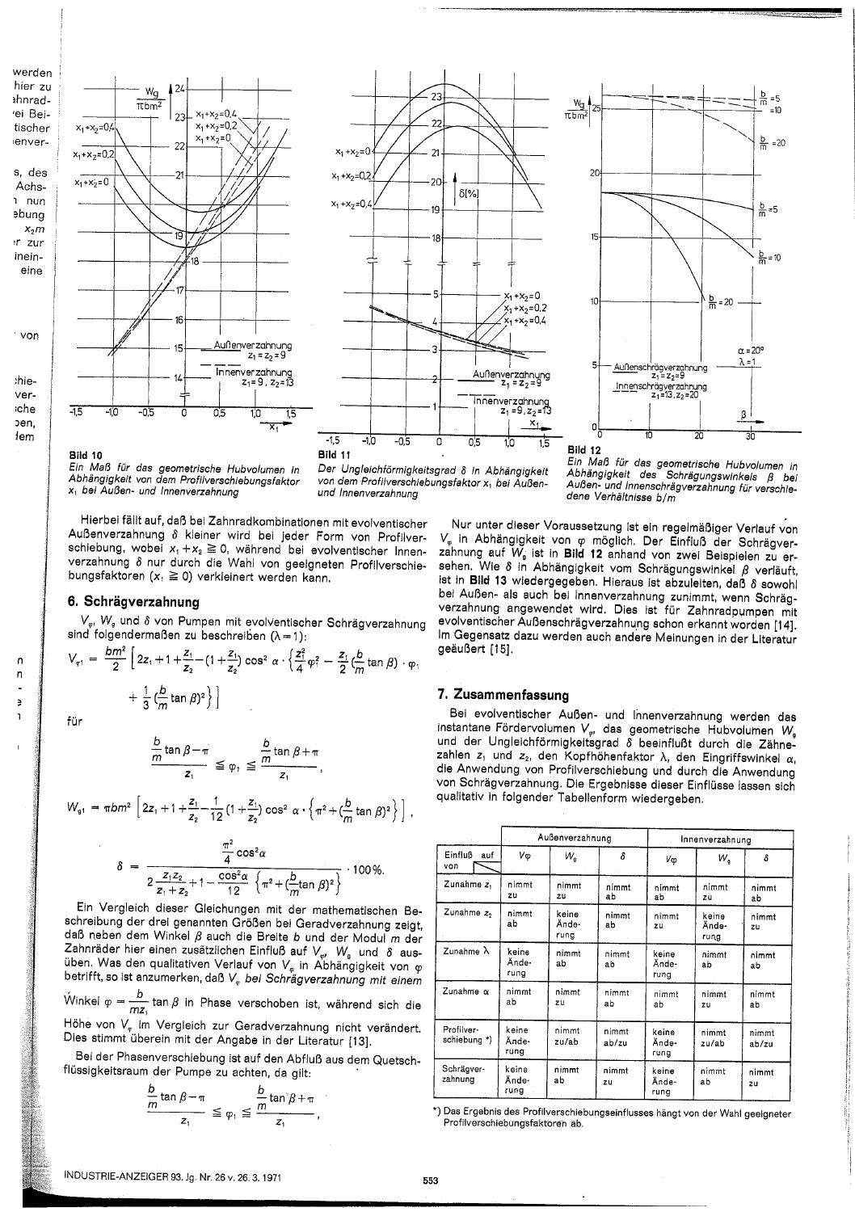Bild 10

*Ein Maß für das geometrische Hubvolumen in Abhängigkeit von dem Profilverschiebungsfaktor $x_1$ bei Außen- und Innenverzahnung*

Bild 11

*Der Ungleichförmigkeitsgrad $\delta$ in Abhängigkeit von dem Profilverschiebungsfaktor $x_1$ bei Außen- und Innenverzahnung*

Bild 12

*Ein Maß für das geometrische Hubvolumen in Abhängigkeit des Schrägungswinkels $\beta$ bei Außen- und Innenschrägverzahnung für verschiedene Verhältnisse b/m*

Hierbei fällt auf, daß bei Zahnradkombinationen mit evolventischer Außenverzahnung $\delta$ kleiner wird bei jeder Form von Profilverschiebung, wobei $x_1 + x_2 \geqq 0$, während bei evolventischer Innenverzahnung $\delta$ nur durch die Wahl von geeigneten Profilverschiebungsfaktoren ($x_1 \geqq 0$) verkleinert werden kann.

## 6. Schrägverzahnung

$V_\varphi$, $W_g$ und $\delta$ von Pumpen mit evolventischer Schrägverzahnung sind folgendermaßen zu beschreiben ($\lambda = 1$):

$$V_{\varphi 1} = \frac{bm^2}{2}\left[2z_1 + 1 + \frac{z_1}{z_2} - \left(1 + \frac{z_1}{z_2}\right)\cos^2\alpha \cdot \left\{\frac{z_1^2}{4}\varphi_1^2 - \frac{z_1}{2}\left(\frac{b}{m}\tan\beta\right)\cdot\varphi_1 + \frac{1}{3}\left(\frac{b}{m}\tan\beta\right)^2\right\}\right]$$

für

$$\frac{\frac{b}{m}\tan\beta - \pi}{z_1} \leqq \varphi_1 \leqq \frac{\frac{b}{m}\tan\beta + \pi}{z_1},$$

$$W_{g1} = \pi bm^2\left[2z_1 + 1 + \frac{z_1}{z_2} - \frac{1}{12}\left(1 + \frac{z_1}{z_2}\right)\cos^2\alpha \cdot \left\{\pi^2 + \left(\frac{b}{m}\tan\beta\right)^2\right\}\right],$$

$$\delta = \frac{\frac{\pi^2}{4}\cos^2\alpha}{2\frac{z_1 z_2}{z_1 + z_2} + 1 - \frac{\cos^2\alpha}{12}\left\{\pi^2 + \left(\frac{b}{m}\tan\beta\right)^2\right\}} \cdot 100\,\%.$$

Ein Vergleich dieser Gleichungen mit der mathematischen Beschreibung der drei genannten Größen bei Geradverzahnung zeigt, daß neben dem Winkel $\beta$ auch die Breite $b$ und der Modul $m$ der Zahnräder hier einen zusätzlichen Einfluß auf $V_\varphi$, $W_g$ und $\delta$ ausüben. Was den qualitativen Verlauf von $V_\varphi$ in Abhängigkeit von $\varphi$ betrifft, so ist anzumerken, daß *$V_\varphi$ bei Schrägverzahnung mit einem Winkel* $\varphi = \frac{b}{mz_1}\tan\beta$ in Phase verschoben ist, während sich die Höhe von $V_\varphi$ im Vergleich zur Geradverzahnung nicht verändert. Dies stimmt überein mit der Angabe in der Literatur [13].

Bei der Phasenverschiebung ist auf den Abfluß aus dem Quetschflüssigkeitsraum der Pumpe zu achten, da gilt:

$$\frac{\frac{b}{m}\tan\beta - \pi}{z_1} \leqq \varphi_1 \leqq \frac{\frac{b}{m}\tan\beta + \pi}{z_1},$$

Nur unter dieser Voraussetzung ist ein regelmäßiger Verlauf von $V_\varphi$ in Abhängigkeit von $\varphi$ möglich. Der Einfluß der Schrägverzahnung auf $W_g$ ist in **Bild 12** anhand von zwei Beispielen zu ersehen. Wie $\delta$ in Abhängigkeit vom Schrägungswinkel $\beta$ verläuft, ist in **Bild 13** wiedergegeben. Hieraus ist abzuleiten, daß $\delta$ sowohl bei Außen- als auch bei Innenverzahnung zunimmt, wenn Schrägverzahnung angewendet wird. Dies ist für Zahnradpumpen mit evolventischer Außenschrägverzahnung schon erkannt worden [14]. Im Gegensatz dazu werden auch andere Meinungen in der Literatur geäußert [15].

## 7. Zusammenfassung

Bei evolventischer Außen- und Innenverzahnung werden das instantane Fördervolumen $V_\varphi$, das geometrische Hubvolumen $W_g$ und der Ungleichförmigkeitsgrad $\delta$ beeinflußt durch die Zähnezahlen $z_1$ und $z_2$, den Kopfhöhenfaktor $\lambda$, den Eingriffswinkel $\alpha$, die Anwendung von Profilverschiebung und durch die Anwendung von Schrägverzahnung. Die Ergebnisse dieser Einflüsse lassen sich qualitativ in folgender Tabellenform wiedergeben.

| Einfluß auf / von | Außenverzahnung | | | Innenverzahnung | | |
|---|---|---|---|---|---|---|
| | $V_\varphi$ | $W_g$ | $\delta$ | $V_\varphi$ | $W_g$ | $\delta$ |
| Zunahme $z_1$ | nimmt zu | nimmt zu | nimmt ab | nimmt ab | nimmt zu | nimmt ab |
| Zunahme $z_2$ | nimmt ab | keine Änderung | nimmt ab | nimmt zu | keine Änderung | nimmt zu |
| Zunahme $\lambda$ | keine Änderung | nimmt ab | nimmt ab | keine Änderung | nimmt ab | nimmt ab |
| Zunahme $\alpha$ | nimmt ab | nimmt zu | nimmt ab | nimmt ab | nimmt zu | nimmt ab |
| Profilverschiebung *) | keine Änderung | nimmt zu/ab | nimmt ab/zu | keine Änderung | nimmt zu/ab | nimmt ab/zu |
| Schrägverzahnung | keine Änderung | nimmt ab | nimmt zu | keine Änderung | nimmt ab | nimmt zu |

*) Das Ergebnis des Profilverschiebungseinflusses hängt von der Wahl geeigneter Profilverschiebungsfaktoren ab.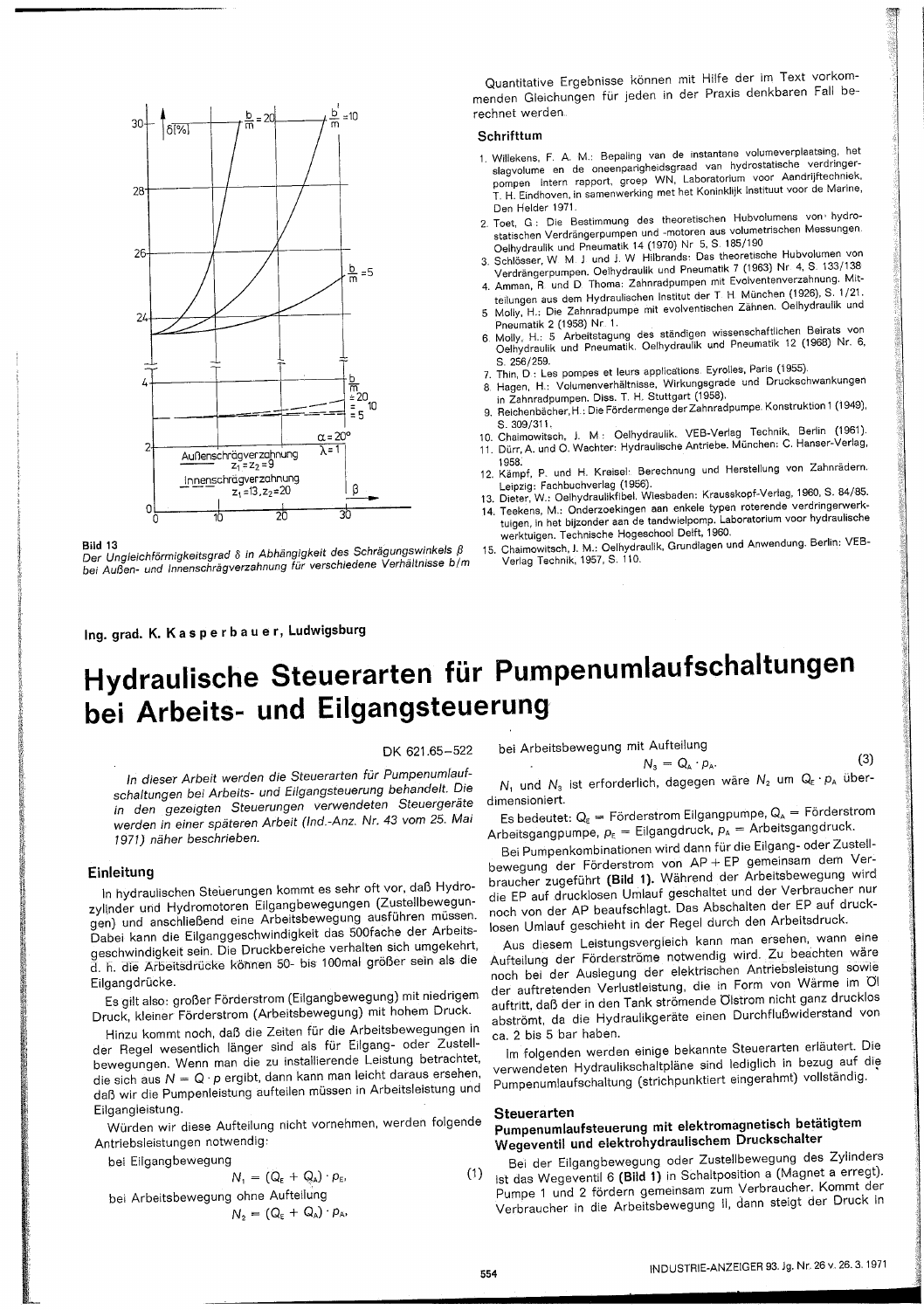30
δ[%]
b/m = 20
b/m = 10
28
26
b/m = 5
24
4
b/m = 20
= 10
= 5
2
α = 20°
λ = 1
Außenschrägverzahnung
z₁ = z₂ = 9
Innenschrägverzahnung
z₁ = 13, z₂ = 20
β
0
0
10
20
30

**Bild 13**
*Der Ungleichförmigkeitsgrad δ in Abhängigkeit des Schrägungswinkels β bei Außen- und Innenschrägverzahnung für verschiedene Verhältnisse b/m*

Quantitative Ergebnisse können mit Hilfe der im Text vorkommenden Gleichungen für jeden in der Praxis denkbaren Fall berechnet werden.

### Schrifttum

1. Willekens, F. A. M.: Bepaling van de instantane volumeverplaatsing, het slagvolume en de oneenparigheidsgraad van hydrostatische verdringerpompen. Intern rapport, groep WN, Laboratorium voor Aandrijftechniek, T. H. Eindhoven, in samenwerking met het Koninklijk Instituut voor de Marine, Den Helder 1971.
2. Toet, G.: Die Bestimmung des theoretischen Hubvolumens von hydrostatischen Verdrängerpumpen und -motoren aus volumetrischen Messungen. Oelhydraulik und Pneumatik 14 (1970) Nr. 5, S. 185/190.
3. Schlösser, W. M. J. und J. W. Hilbrands: Das theoretische Hubvolumen von Verdrängerpumpen. Oelhydraulik und Pneumatik 7 (1963) Nr. 4, S. 133/138.
4. Amman, R. und D. Thoma: Zahnradpumpen mit Evolventenverzahnung. Mitteilungen aus dem Hydraulischen Institut der T. H. München (1926), S. 1/21.
5. Molly, H.: Die Zahnradpumpe mit evolventischen Zähnen. Oelhydraulik und Pneumatik 2 (1958) Nr. 1.
6. Molly, H.: 5. Arbeitstagung des ständigen wissenschaftlichen Beirats von Oelhydraulik und Pneumatik. Oelhydraulik und Pneumatik 12 (1968) Nr. 6, S. 256/259.
7. Thin, D.: Les pompes et leurs applications. Eyrolles, Paris (1955).
8. Hagen, H.: Volumenverhältnisse, Wirkungsgrade und Druckschwankungen in Zahnradpumpen. Diss. T. H. Stuttgart (1958).
9. Reichenbächer, H.: Die Fördermenge der Zahnradpumpe. Konstruktion 1 (1949), S. 309/311.
10. Chaimowitsch, J. M.: Oelhydraulik. VEB-Verlag Technik, Berlin (1961).
11. Dürr, A. und O. Wachter: Hydraulische Antriebe. München: C. Hanser-Verlag, 1958.
12. Kämpf, P. und H. Kreisel: Berechnung und Herstellung von Zahnrädern. Leipzig: Fachbuchverlag (1956).
13. Dieter, W.: Oelhydraulikfibel. Wiesbaden: Krausskopf-Verlag, 1960, S. 84/85.
14. Teekens, M.: Onderzoekingen aan enkele typen roterende verdringerwerktuigen, in het bijzonder aan de tandwielpomp. Laboratorium voor hydraulische werktuigen. Technische Hogeschool Delft, 1960.
15. Chaimowitsch, J. M.: Oelhydraulik, Grundlagen und Anwendung. Berlin: VEB-Verlag Technik, 1957, S. 110.

**Ing. grad. K. Kasperbauer, Ludwigsburg**

# Hydraulische Steuerarten für Pumpenumlaufschaltungen bei Arbeits- und Eilgangsteuerung

DK 621.65–522

*In dieser Arbeit werden die Steuerarten für Pumpenumlaufschaltungen bei Arbeits- und Eilgangsteuerung behandelt. Die in den gezeigten Steuerungen verwendeten Steuergeräte werden in einer späteren Arbeit (Ind.-Anz. Nr. 43 vom 25. Mai 1971) näher beschrieben.*

## Einleitung

In hydraulischen Steuerungen kommt es sehr oft vor, daß Hydrozylinder und Hydromotoren Eilgangbewegungen (Zustellbewegungen) und anschließend eine Arbeitsbewegung ausführen müssen. Dabei kann die Eilganggeschwindigkeit das 500fache der Arbeitsgeschwindigkeit sein. Die Druckbereiche verhalten sich umgekehrt, d. h. die Arbeitsdrücke können 50- bis 100mal größer sein als die Eilgangdrücke.

Es gilt also: großer Förderstrom (Eilgangbewegung) mit niedrigem Druck, kleiner Förderstrom (Arbeitsbewegung) mit hohem Druck.

Hinzu kommt noch, daß die Zeiten für die Arbeitsbewegungen in der Regel wesentlich länger sind als für Eilgang- oder Zustellbewegungen. Wenn man die zu installierende Leistung betrachtet, die sich aus $N = Q \cdot p$ ergibt, dann kann man leicht daraus ersehen, daß wir die Pumpenleistung aufteilen müssen in Arbeitsleistung und Eilgangleistung.

Würden wir diese Aufteilung nicht vornehmen, werden folgende Antriebsleistungen notwendig:

bei Eilgangbewegung

$$N_1 = (Q_E + Q_A) \cdot p_E, \tag{1}$$

bei Arbeitsbewegung ohne Aufteilung

$$N_2 = (Q_E + Q_A) \cdot p_A,$$

bei Arbeitsbewegung mit Aufteilung

$$N_3 = Q_A \cdot p_A. \tag{3}$$

$N_1$ und $N_3$ ist erforderlich, dagegen wäre $N_2$ um $Q_E \cdot p_A$ überdimensioniert.

Es bedeutet: $Q_E$ = Förderstrom Eilgangpumpe, $Q_A$ = Förderstrom Arbeitsgangspumpe, $p_E$ = Eilgangdruck, $p_A$ = Arbeitsgangdruck.

Bei Pumpenkombinationen wird dann für die Eilgang- oder Zustellbewegung der Förderstrom von AP + EP gemeinsam dem Verbraucher zugeführt **(Bild 1)**. Während der Arbeitsbewegung wird die EP auf drucklosen Umlauf geschaltet und der Verbraucher nur noch von der AP beaufschlagt. Das Abschalten der EP auf drucklosen Umlauf geschieht in der Regel durch den Arbeitsdruck.

Aus diesem Leistungsvergleich kann man ersehen, wann eine Aufteilung der Förderströme notwendig wird. Zu beachten wäre noch bei der Auslegung der elektrischen Antriebsleistung sowie der auftretenden Verlustleistung, die in Form von Wärme im Öl auftritt, daß der in den Tank strömende Ölstrom nicht ganz drucklos abströmt, da die Hydraulikgeräte einen Durchflußwiderstand von ca. 2 bis 5 bar haben.

Im folgenden werden einige bekannte Steuerarten erläutert. Die verwendeten Hydraulikschaltpläne sind lediglich in bezug auf die Pumpenumlaufschaltung (strichpunktiert eingerahmt) vollständig.

## Steuerarten

### Pumpenumlaufsteuerung mit elektromagnetisch betätigtem Wegeventil und elektrohydraulischem Druckschalter

Bei der Eilgangbewegung oder Zustellbewegung des Zylinders ist das Wegeventil 6 **(Bild 1)** in Schaltposition a (Magnet a erregt). Pumpe 1 und 2 fördern gemeinsam zum Verbraucher. Kommt der Verbraucher in die Arbeitsbewegung II, dann steigt der Druck in